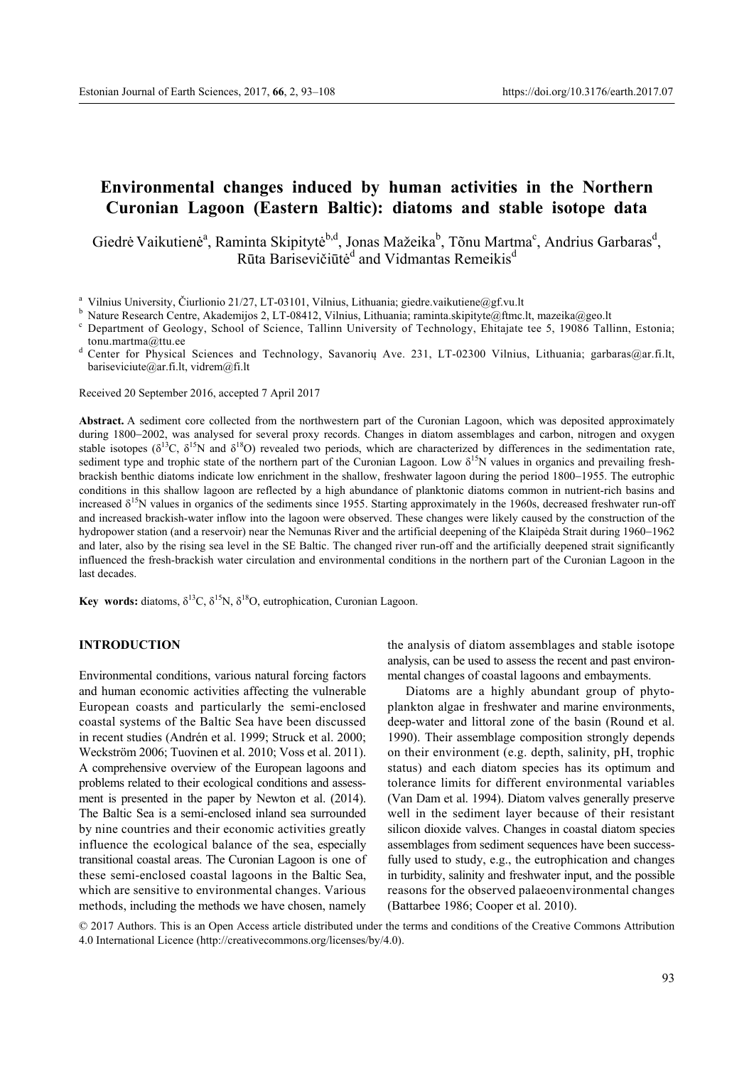# Environmental changes induced by human activities in the Northern Curonian Lagoon (Eastern Baltic): diatoms and stable isotope data

Giedrė Vaikutienė[a], Raminta Skipitytė[b,d], Jonas Mažeika[b], Tõnu Martma[c], Andrius Garbaras[d], Rūta Barisevičiūtė[d] and Vidmantas Remeikis[d]

[a] Vilnius University, Čiurlionio 21/27, LT-03101, Vilnius, Lithuania; giedre.vaikutiene@gf.vu.lt

[b] Nature Research Centre, Akademijos 2, LT-08412, Vilnius, Lithuania; raminta.skipityte@ftmc.lt, mazeika@geo.lt

[c] Department of Geology, School of Science, Tallinn University of Technology, Ehitajate tee 5, 19086 Tallinn, Estonia; tonu.martma@ttu.ee

[d] Center for Physical Sciences and Technology, Savanorių Ave. 231, LT-02300 Vilnius, Lithuania; garbaras@ar.fi.lt, bariseviciute@ar.fi.lt, vidrem@fi.lt

Received 20 September 2016, accepted 7 April 2017

**Abstract.** A sediment core collected from the northwestern part of the Curonian Lagoon, which was deposited approximately during 1800–2002, was analysed for several proxy records. Changes in diatom assemblages and carbon, nitrogen and oxygen stable isotopes ($\delta^{13}C$, $\delta^{15}N$ and $\delta^{18}O$) revealed two periods, which are characterized by differences in the sedimentation rate, sediment type and trophic state of the northern part of the Curonian Lagoon. Low $\delta^{15}N$ values in organics and prevailing fresh-brackish benthic diatoms indicate low enrichment in the shallow, freshwater lagoon during the period 1800–1955. The eutrophic conditions in this shallow lagoon are reflected by a high abundance of planktonic diatoms common in nutrient-rich basins and increased $\delta^{15}N$ values in organics of the sediments since 1955. Starting approximately in the 1960s, decreased freshwater run-off and increased brackish-water inflow into the lagoon were observed. These changes were likely caused by the construction of the hydropower station (and a reservoir) near the Nemunas River and the artificial deepening of the Klaipėda Strait during 1960–1962 and later, also by the rising sea level in the SE Baltic. The changed river run-off and the artificially deepened strait significantly influenced the fresh-brackish water circulation and environmental conditions in the northern part of the Curonian Lagoon in the last decades.

**Key words:** diatoms, $\delta^{13}C$, $\delta^{15}N$, $\delta^{18}O$, eutrophication, Curonian Lagoon.

## INTRODUCTION

Environmental conditions, various natural forcing factors and human economic activities affecting the vulnerable European coasts and particularly the semi-enclosed coastal systems of the Baltic Sea have been discussed in recent studies (Andrén et al. 1999; Struck et al. 2000; Weckström 2006; Tuovinen et al. 2010; Voss et al. 2011). A comprehensive overview of the European lagoons and problems related to their ecological conditions and assessment is presented in the paper by Newton et al. (2014). The Baltic Sea is a semi-enclosed inland sea surrounded by nine countries and their economic activities greatly influence the ecological balance of the sea, especially transitional coastal areas. The Curonian Lagoon is one of these semi-enclosed coastal lagoons in the Baltic Sea, which are sensitive to environmental changes. Various methods, including the methods we have chosen, namely the analysis of diatom assemblages and stable isotope analysis, can be used to assess the recent and past environmental changes of coastal lagoons and embayments.

Diatoms are a highly abundant group of phytoplankton algae in freshwater and marine environments, deep-water and littoral zone of the basin (Round et al. 1990). Their assemblage composition strongly depends on their environment (e.g. depth, salinity, pH, trophic status) and each diatom species has its optimum and tolerance limits for different environmental variables (Van Dam et al. 1994). Diatom valves generally preserve well in the sediment layer because of their resistant silicon dioxide valves. Changes in coastal diatom species assemblages from sediment sequences have been successfully used to study, e.g., the eutrophication and changes in turbidity, salinity and freshwater input, and the possible reasons for the observed palaeoenvironmental changes (Battarbee 1986; Cooper et al. 2010).

© 2017 Authors. This is an Open Access article distributed under the terms and conditions of the Creative Commons Attribution 4.0 International Licence (http://creativecommons.org/licenses/by/4.0).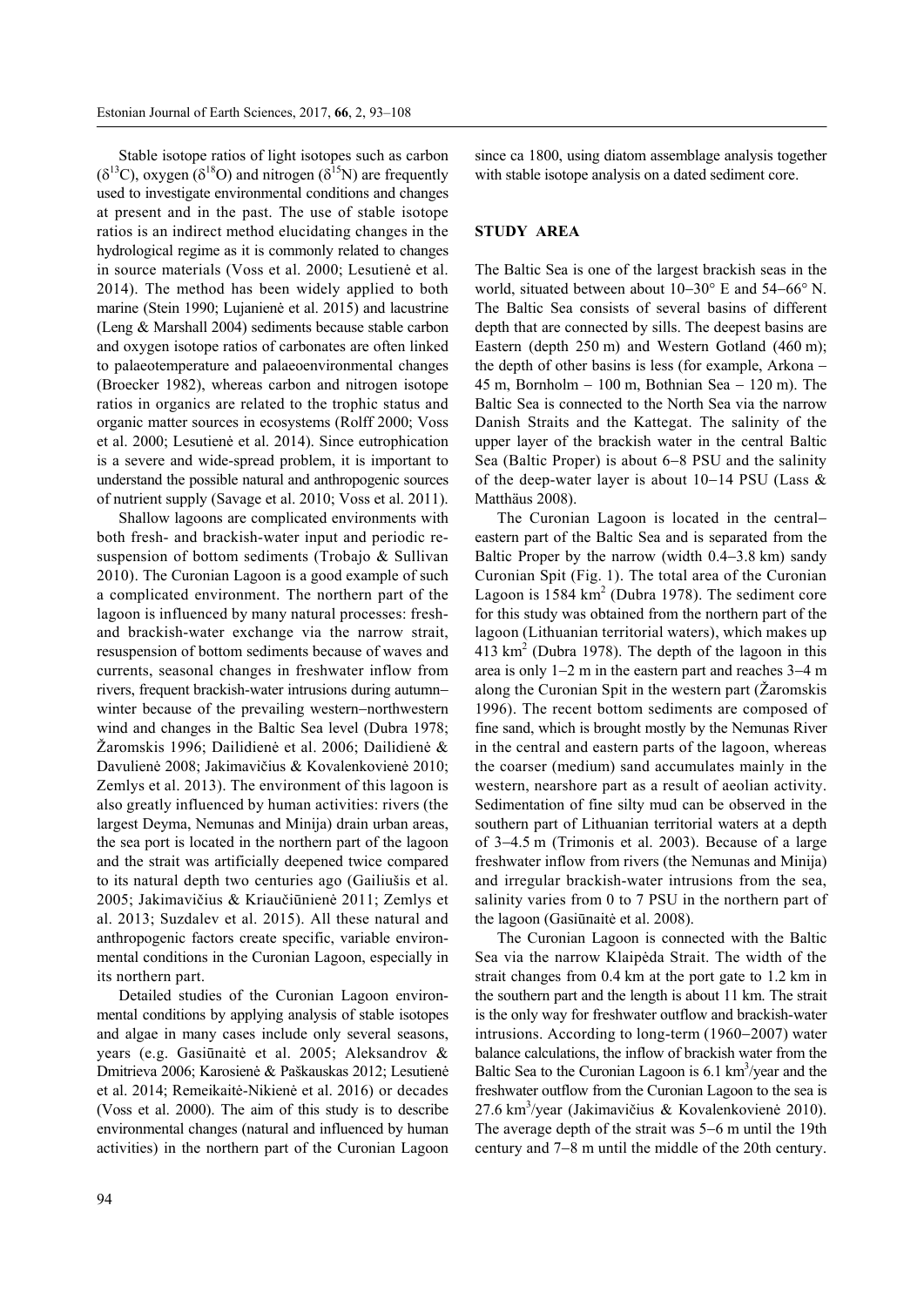Stable isotope ratios of light isotopes such as carbon ($\delta^{13}C$), oxygen ($\delta^{18}O$) and nitrogen ($\delta^{15}N$) are frequently used to investigate environmental conditions and changes at present and in the past. The use of stable isotope ratios is an indirect method elucidating changes in the hydrological regime as it is commonly related to changes in source materials (Voss et al. 2000; Lesutienė et al. 2014). The method has been widely applied to both marine (Stein 1990; Lujanienė et al. 2015) and lacustrine (Leng & Marshall 2004) sediments because stable carbon and oxygen isotope ratios of carbonates are often linked to palaeotemperature and palaeoenvironmental changes (Broecker 1982), whereas carbon and nitrogen isotope ratios in organics are related to the trophic status and organic matter sources in ecosystems (Rolff 2000; Voss et al. 2000; Lesutienė et al. 2014). Since eutrophication is a severe and wide-spread problem, it is important to understand the possible natural and anthropogenic sources of nutrient supply (Savage et al. 2010; Voss et al. 2011).

Shallow lagoons are complicated environments with both fresh- and brackish-water input and periodic resuspension of bottom sediments (Trobajo & Sullivan 2010). The Curonian Lagoon is a good example of such a complicated environment. The northern part of the lagoon is influenced by many natural processes: fresh- and brackish-water exchange via the narrow strait, resuspension of bottom sediments because of waves and currents, seasonal changes in freshwater inflow from rivers, frequent brackish-water intrusions during autumn–winter because of the prevailing western–northwestern wind and changes in the Baltic Sea level (Dubra 1978; Žaromskis 1996; Dailidienė et al. 2006; Dailidienė & Davulienė 2008; Jakimavičius & Kovalenkovienė 2010; Zemlys et al. 2013). The environment of this lagoon is also greatly influenced by human activities: rivers (the largest Deyma, Nemunas and Minija) drain urban areas, the sea port is located in the northern part of the lagoon and the strait was artificially deepened twice compared to its natural depth two centuries ago (Gailiušis et al. 2005; Jakimavičius & Kriaučiūnienė 2011; Zemlys et al. 2013; Suzdalev et al. 2015). All these natural and anthropogenic factors create specific, variable environmental conditions in the Curonian Lagoon, especially in its northern part.

Detailed studies of the Curonian Lagoon environmental conditions by applying analysis of stable isotopes and algae in many cases include only several seasons, years (e.g. Gasiūnaitė et al. 2005; Aleksandrov & Dmitrieva 2006; Karosienė & Paškauskas 2012; Lesutienė et al. 2014; Remeikaitė-Nikienė et al. 2016) or decades (Voss et al. 2000). The aim of this study is to describe environmental changes (natural and influenced by human activities) in the northern part of the Curonian Lagoon since ca 1800, using diatom assemblage analysis together with stable isotope analysis on a dated sediment core.

## STUDY AREA

The Baltic Sea is one of the largest brackish seas in the world, situated between about 10–30° E and 54–66° N. The Baltic Sea consists of several basins of different depth that are connected by sills. The deepest basins are Eastern (depth 250 m) and Western Gotland (460 m); the depth of other basins is less (for example, Arkona – 45 m, Bornholm – 100 m, Bothnian Sea – 120 m). The Baltic Sea is connected to the North Sea via the narrow Danish Straits and the Kattegat. The salinity of the upper layer of the brackish water in the central Baltic Sea (Baltic Proper) is about 6–8 PSU and the salinity of the deep-water layer is about 10–14 PSU (Lass & Matthäus 2008).

The Curonian Lagoon is located in the central–eastern part of the Baltic Sea and is separated from the Baltic Proper by the narrow (width 0.4–3.8 km) sandy Curonian Spit (Fig. 1). The total area of the Curonian Lagoon is 1584 $km^2$ (Dubra 1978). The sediment core for this study was obtained from the northern part of the lagoon (Lithuanian territorial waters), which makes up 413 $km^2$ (Dubra 1978). The depth of the lagoon in this area is only 1–2 m in the eastern part and reaches 3–4 m along the Curonian Spit in the western part (Žaromskis 1996). The recent bottom sediments are composed of fine sand, which is brought mostly by the Nemunas River in the central and eastern parts of the lagoon, whereas the coarser (medium) sand accumulates mainly in the western, nearshore part as a result of aeolian activity. Sedimentation of fine silty mud can be observed in the southern part of Lithuanian territorial waters at a depth of 3–4.5 m (Trimonis et al. 2003). Because of a large freshwater inflow from rivers (the Nemunas and Minija) and irregular brackish-water intrusions from the sea, salinity varies from 0 to 7 PSU in the northern part of the lagoon (Gasiūnaitė et al. 2008).

The Curonian Lagoon is connected with the Baltic Sea via the narrow Klaipėda Strait. The width of the strait changes from 0.4 km at the port gate to 1.2 km in the southern part and the length is about 11 km. The strait is the only way for freshwater outflow and brackish-water intrusions. According to long-term (1960–2007) water balance calculations, the inflow of brackish water from the Baltic Sea to the Curonian Lagoon is 6.1 $km^3$/year and the freshwater outflow from the Curonian Lagoon to the sea is 27.6 $km^3$/year (Jakimavičius & Kovalenkovienė 2010). The average depth of the strait was 5–6 m until the 19th century and 7–8 m until the middle of the 20th century.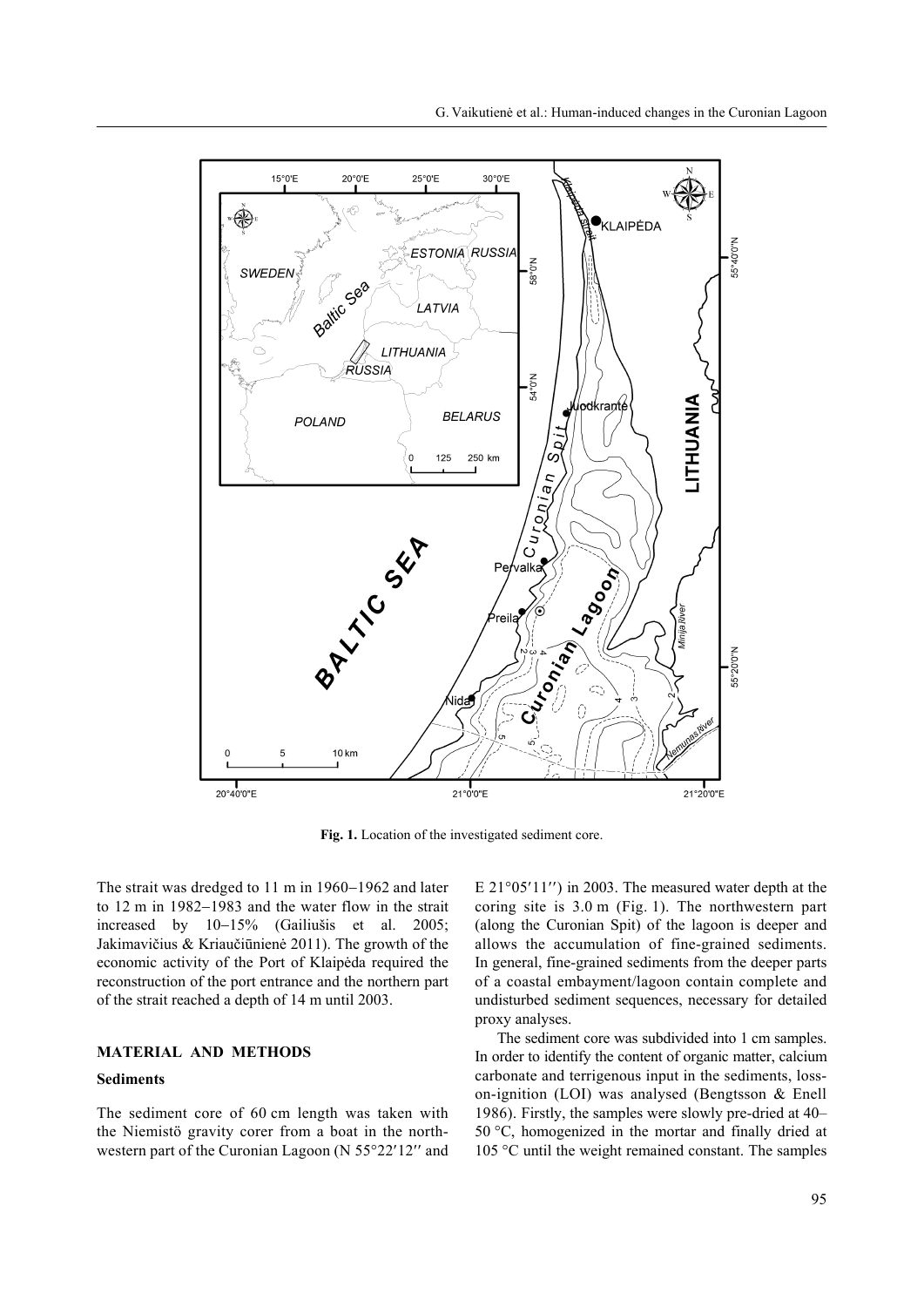**Fig. 1.** Location of the investigated sediment core.

The strait was dredged to 11 m in 1960–1962 and later to 12 m in 1982–1983 and the water flow in the strait increased by 10–15% (Gailiušis et al. 2005; Jakimavičius & Kriaučiūnienė 2011). The growth of the economic activity of the Port of Klaipėda required the reconstruction of the port entrance and the northern part of the strait reached a depth of 14 m until 2003.

## MATERIAL AND METHODS

### Sediments

The sediment core of 60 cm length was taken with the Niemistö gravity corer from a boat in the northwestern part of the Curonian Lagoon (N 55°22′12′′ and E 21°05′11′′) in 2003. The measured water depth at the coring site is 3.0 m (Fig. 1). The northwestern part (along the Curonian Spit) of the lagoon is deeper and allows the accumulation of fine-grained sediments. In general, fine-grained sediments from the deeper parts of a coastal embayment/lagoon contain complete and undisturbed sediment sequences, necessary for detailed proxy analyses.

The sediment core was subdivided into 1 cm samples. In order to identify the content of organic matter, calcium carbonate and terrigenous input in the sediments, loss-on-ignition (LOI) was analysed (Bengtsson & Enell 1986). Firstly, the samples were slowly pre-dried at 40–50 °C, homogenized in the mortar and finally dried at 105 °C until the weight remained constant. The samples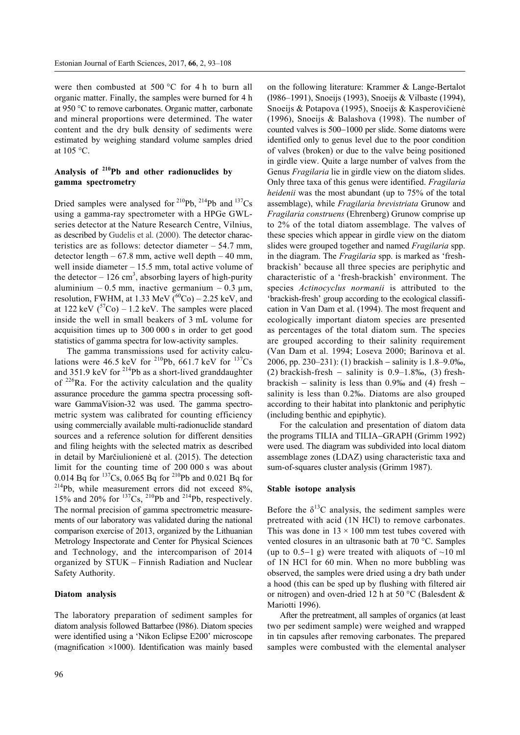were then combusted at 500 °C for 4 h to burn all organic matter. Finally, the samples were burned for 4 h at 950 °C to remove carbonates. Organic matter, carbonate and mineral proportions were determined. The water content and the dry bulk density of sediments were estimated by weighing standard volume samples dried at 105 °C.

### Analysis of $^{210}$Pb and other radionuclides by gamma spectrometry

Dried samples were analysed for $^{210}$Pb, $^{214}$Pb and $^{137}$Cs using a gamma-ray spectrometer with a HPGe GWL-series detector at the Nature Research Centre, Vilnius, as described by Gudelis et al. (2000). The detector characteristics are as follows: detector diameter – 54.7 mm, detector length – 67.8 mm, active well depth – 40 mm, well inside diameter – 15.5 mm, total active volume of the detector – 126 cm$^3$, absorbing layers of high-purity aluminium – 0.5 mm, inactive germanium – 0.3 µm, resolution, FWHM, at 1.33 MeV ($^{60}$Co) – 2.25 keV, and at 122 keV ($^{57}$Co) – 1.2 keV. The samples were placed inside the well in small beakers of 3 mL volume for acquisition times up to 300 000 s in order to get good statistics of gamma spectra for low-activity samples.

The gamma transmissions used for activity calculations were 46.5 keV for $^{210}$Pb, 661.7 keV for $^{137}$Cs and 351.9 keV for $^{214}$Pb as a short-lived granddaughter of $^{226}$Ra. For the activity calculation and the quality assurance procedure the gamma spectra processing software GammaVision-32 was used. The gamma spectrometric system was calibrated for counting efficiency using commercially available multi-radionuclide standard sources and a reference solution for different densities and filing heights with the selected matrix as described in detail by Marčiulionienė et al. (2015). The detection limit for the counting time of 200 000 s was about 0.014 Bq for $^{137}$Cs, 0.065 Bq for $^{210}$Pb and 0.021 Bq for $^{214}$Pb, while measurement errors did not exceed 8%, 15% and 20% for $^{137}$Cs, $^{210}$Pb and $^{214}$Pb, respectively. The normal precision of gamma spectrometric measurements of our laboratory was validated during the national comparison exercise of 2013, organized by the Lithuanian Metrology Inspectorate and Center for Physical Sciences and Technology, and the intercomparison of 2014 organized by STUK – Finnish Radiation and Nuclear Safety Authority.

### Diatom analysis

The laboratory preparation of sediment samples for diatom analysis followed Battarbee (l986). Diatom species were identified using a 'Nikon Eclipse E200' microscope (magnification ×1000). Identification was mainly based on the following literature: Krammer & Lange-Bertalot (l986–1991), Snoeijs (1993), Snoeijs & Vilbaste (1994), Snoeijs & Potapova (1995), Snoeijs & Kasperovičienė (1996), Snoeijs & Balashova (1998). The number of counted valves is 500–1000 per slide. Some diatoms were identified only to genus level due to the poor condition of valves (broken) or due to the valve being positioned in girdle view. Quite a large number of valves from the Genus *Fragilaria* lie in girdle view on the diatom slides. Only three taxa of this genus were identified. *Fragilaria heidenii* was the most abundant (up to 75% of the total assemblage), while *Fragilaria brevistriata* Grunow and *Fragilaria construens* (Ehrenberg) Grunow comprise up to 2% of the total diatom assemblage. The valves of these species which appear in girdle view on the diatom slides were grouped together and named *Fragilaria* spp. in the diagram. The *Fragilaria* spp. is marked as 'fresh-brackish' because all three species are periphytic and characteristic of a 'fresh-brackish' environment. The species *Actinocyclus normanii* is attributed to the 'brackish-fresh' group according to the ecological classification in Van Dam et al. (1994). The most frequent and ecologically important diatom species are presented as percentages of the total diatom sum. The species are grouped according to their salinity requirement (Van Dam et al. 1994; Loseva 2000; Barinova et al. 2006, pp. 230–231): (1) brackish – salinity is 1.8–9.0‰, (2) brackish-fresh – salinity is 0.9–1.8‰, (3) fresh-brackish – salinity is less than 0.9‰ and (4) fresh – salinity is less than 0.2‰. Diatoms are also grouped according to their habitat into planktonic and periphytic (including benthic and epiphytic).

For the calculation and presentation of diatom data the programs TILIA and TILIA–GRAPH (Grimm 1992) were used. The diagram was subdivided into local diatom assemblage zones (LDAZ) using characteristic taxa and sum-of-squares cluster analysis (Grimm 1987).

### Stable isotope analysis

Before the $\delta^{13}$C analysis, the sediment samples were pretreated with acid (1N HCl) to remove carbonates. This was done in 13 × 100 mm test tubes covered with vented closures in an ultrasonic bath at 70 °C. Samples (up to 0.5–1 g) were treated with aliquots of ~10 ml of 1N HCl for 60 min. When no more bubbling was observed, the samples were dried using a dry bath under a hood (this can be sped up by flushing with filtered air or nitrogen) and oven-dried 12 h at 50 °C (Balesdent & Mariotti 1996).

After the pretreatment, all samples of organics (at least two per sediment sample) were weighed and wrapped in tin capsules after removing carbonates. The prepared samples were combusted with the elemental analyser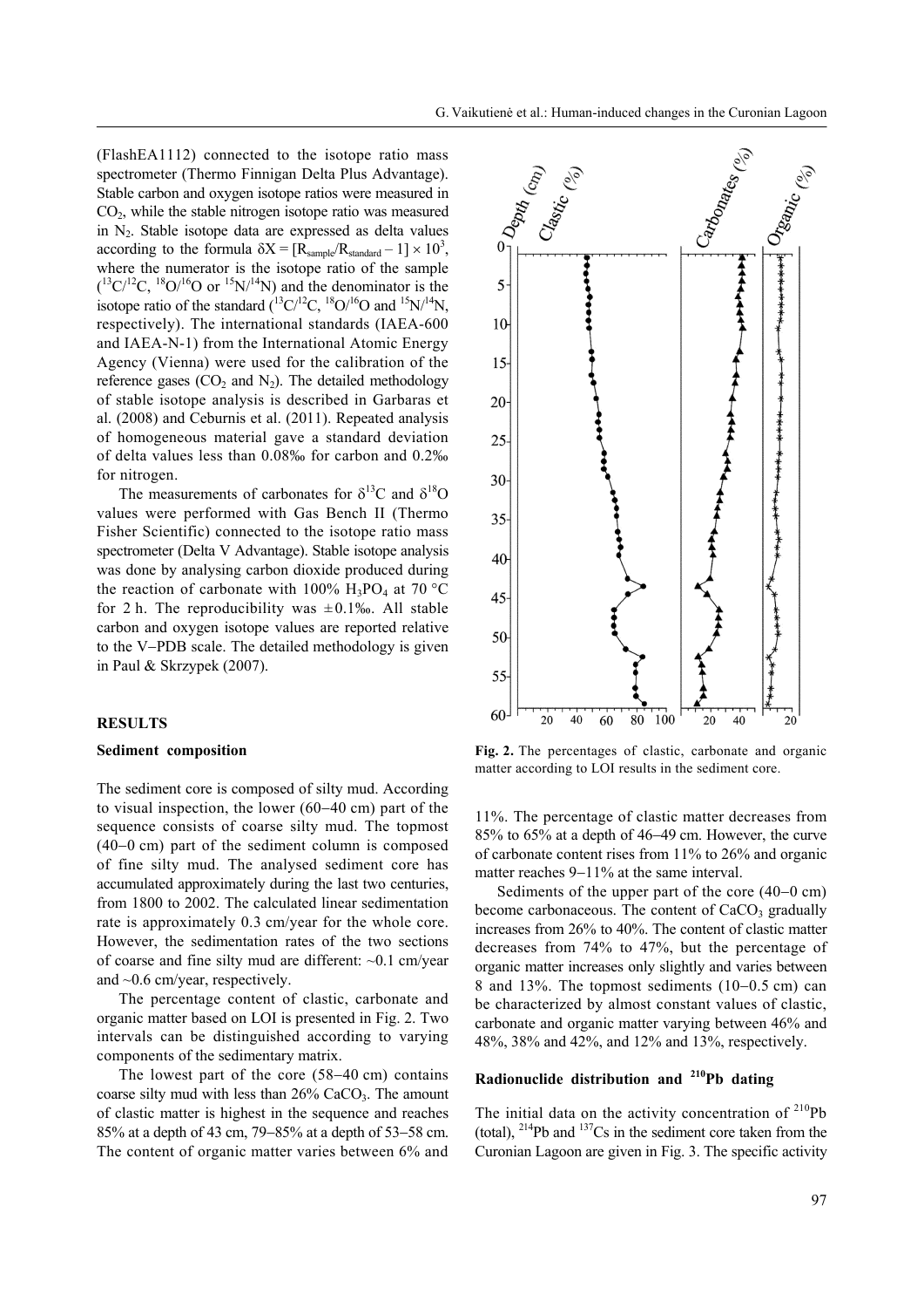(FlashEA1112) connected to the isotope ratio mass spectrometer (Thermo Finnigan Delta Plus Advantage). Stable carbon and oxygen isotope ratios were measured in $CO_2$, while the stable nitrogen isotope ratio was measured in $N_2$. Stable isotope data are expressed as delta values according to the formula $\delta X = [R_{sample}/R_{standard} - 1] \times 10^3$, where the numerator is the isotope ratio of the sample ($^{13}C/^{12}C$, $^{18}O/^{16}O$ or $^{15}N/^{14}N$) and the denominator is the isotope ratio of the standard ($^{13}C/^{12}C$, $^{18}O/^{16}O$ and $^{15}N/^{14}N$, respectively). The international standards (IAEA-600 and IAEA-N-1) from the International Atomic Energy Agency (Vienna) were used for the calibration of the reference gases ($CO_2$ and $N_2$). The detailed methodology of stable isotope analysis is described in Garbaras et al. (2008) and Ceburnis et al. (2011). Repeated analysis of homogeneous material gave a standard deviation of delta values less than 0.08‰ for carbon and 0.2‰ for nitrogen.

The measurements of carbonates for $\delta^{13}C$ and $\delta^{18}O$ values were performed with Gas Bench II (Thermo Fisher Scientific) connected to the isotope ratio mass spectrometer (Delta V Advantage). Stable isotope analysis was done by analysing carbon dioxide produced during the reaction of carbonate with 100% $H_3PO_4$ at 70 °C for 2 h. The reproducibility was ±0.1‰. All stable carbon and oxygen isotope values are reported relative to the V–PDB scale. The detailed methodology is given in Paul & Skrzypek (2007).

## RESULTS

### Sediment composition

The sediment core is composed of silty mud. According to visual inspection, the lower (60–40 cm) part of the sequence consists of coarse silty mud. The topmost (40–0 cm) part of the sediment column is composed of fine silty mud. The analysed sediment core has accumulated approximately during the last two centuries, from 1800 to 2002. The calculated linear sedimentation rate is approximately 0.3 cm/year for the whole core. However, the sedimentation rates of the two sections of coarse and fine silty mud are different: ~0.1 cm/year and ~0.6 cm/year, respectively.

The percentage content of clastic, carbonate and organic matter based on LOI is presented in Fig. 2. Two intervals can be distinguished according to varying components of the sedimentary matrix.

The lowest part of the core (58–40 cm) contains coarse silty mud with less than 26% $CaCO_3$. The amount of clastic matter is highest in the sequence and reaches 85% at a depth of 43 cm, 79–85% at a depth of 53–58 cm. The content of organic matter varies between 6% and 11%. The percentage of clastic matter decreases from 85% to 65% at a depth of 46–49 cm. However, the curve of carbonate content rises from 11% to 26% and organic matter reaches 9–11% at the same interval.

**Fig. 2.** The percentages of clastic, carbonate and organic matter according to LOI results in the sediment core.

Sediments of the upper part of the core (40–0 cm) become carbonaceous. The content of $CaCO_3$ gradually increases from 26% to 40%. The content of clastic matter decreases from 74% to 47%, but the percentage of organic matter increases only slightly and varies between 8 and 13%. The topmost sediments (10–0.5 cm) can be characterized by almost constant values of clastic, carbonate and organic matter varying between 46% and 48%, 38% and 42%, and 12% and 13%, respectively.

### Radionuclide distribution and $^{210}Pb$ dating

The initial data on the activity concentration of $^{210}Pb$ (total), $^{214}Pb$ and $^{137}Cs$ in the sediment core taken from the Curonian Lagoon are given in Fig. 3. The specific activity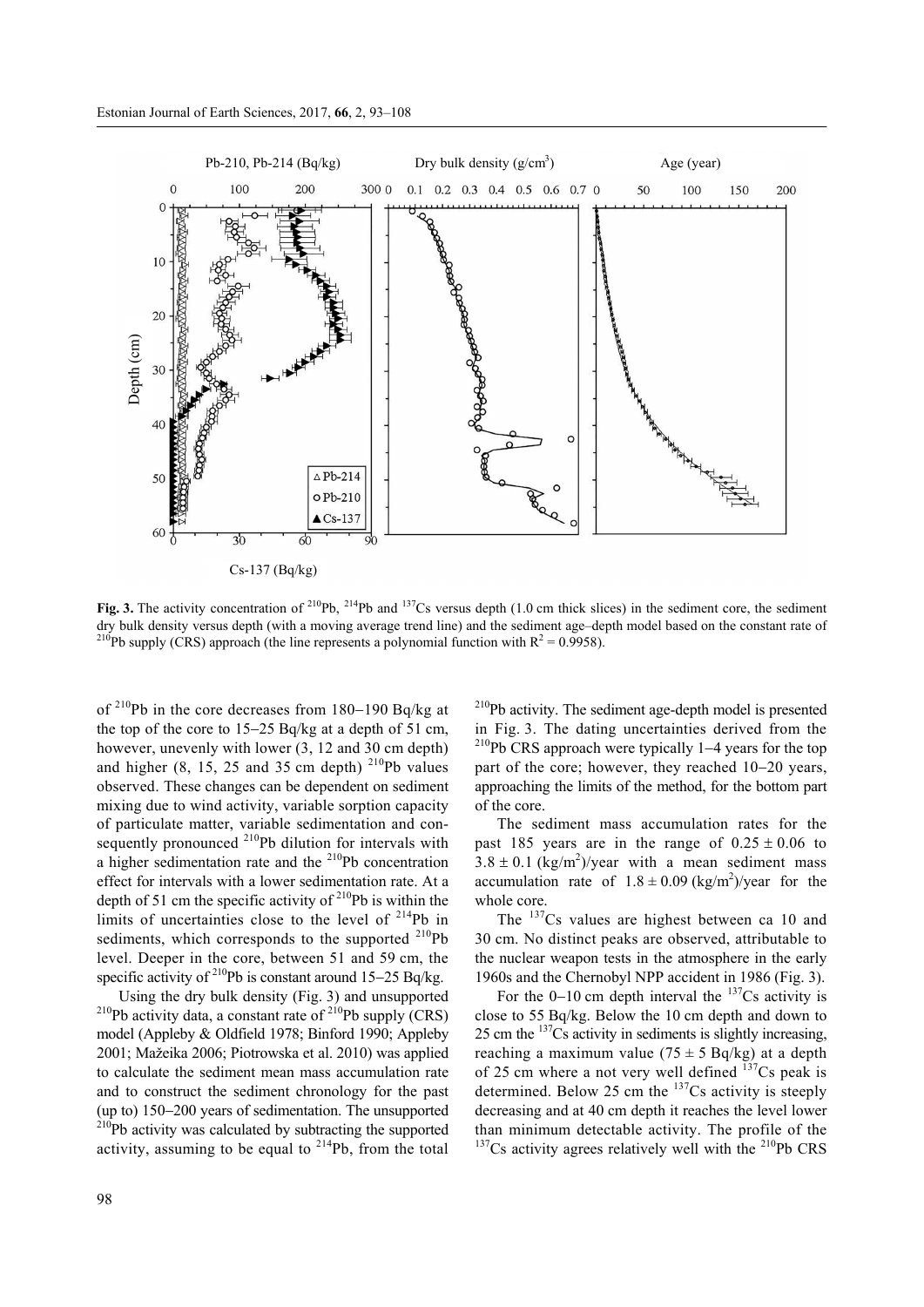**Fig. 3.** The activity concentration of $^{210}Pb$, $^{214}Pb$ and $^{137}Cs$ versus depth (1.0 cm thick slices) in the sediment core, the sediment dry bulk density versus depth (with a moving average trend line) and the sediment age–depth model based on the constant rate of $^{210}Pb$ supply (CRS) approach (the line represents a polynomial function with $R^2 = 0.9958$).

of $^{210}Pb$ in the core decreases from 180–190 Bq/kg at the top of the core to 15–25 Bq/kg at a depth of 51 cm, however, unevenly with lower (3, 12 and 30 cm depth) and higher (8, 15, 25 and 35 cm depth) $^{210}Pb$ values observed. These changes can be dependent on sediment mixing due to wind activity, variable sorption capacity of particulate matter, variable sedimentation and consequently pronounced $^{210}Pb$ dilution for intervals with a higher sedimentation rate and the $^{210}Pb$ concentration effect for intervals with a lower sedimentation rate. At a depth of 51 cm the specific activity of $^{210}Pb$ is within the limits of uncertainties close to the level of $^{214}Pb$ in sediments, which corresponds to the supported $^{210}Pb$ level. Deeper in the core, between 51 and 59 cm, the specific activity of $^{210}Pb$ is constant around 15–25 Bq/kg.

Using the dry bulk density (Fig. 3) and unsupported $^{210}Pb$ activity data, a constant rate of $^{210}Pb$ supply (CRS) model (Appleby & Oldfield 1978; Binford 1990; Appleby 2001; Mažeika 2006; Piotrowska et al. 2010) was applied to calculate the sediment mean mass accumulation rate and to construct the sediment chronology for the past (up to) 150–200 years of sedimentation. The unsupported $^{210}Pb$ activity was calculated by subtracting the supported activity, assuming to be equal to $^{214}Pb$, from the total $^{210}Pb$ activity. The sediment age-depth model is presented in Fig. 3. The dating uncertainties derived from the $^{210}Pb$ CRS approach were typically 1–4 years for the top part of the core; however, they reached 10–20 years, approaching the limits of the method, for the bottom part of the core.

The sediment mass accumulation rates for the past 185 years are in the range of $0.25 \pm 0.06$ to $3.8 \pm 0.1$ (kg/m$^2$)/year with a mean sediment mass accumulation rate of $1.8 \pm 0.09$ (kg/m$^2$)/year for the whole core.

The $^{137}Cs$ values are highest between ca 10 and 30 cm. No distinct peaks are observed, attributable to the nuclear weapon tests in the atmosphere in the early 1960s and the Chernobyl NPP accident in 1986 (Fig. 3).

For the 0–10 cm depth interval the $^{137}Cs$ activity is close to 55 Bq/kg. Below the 10 cm depth and down to 25 cm the $^{137}Cs$ activity in sediments is slightly increasing, reaching a maximum value ($75 \pm 5$ Bq/kg) at a depth of 25 cm where a not very well defined $^{137}Cs$ peak is determined. Below 25 cm the $^{137}Cs$ activity is steeply decreasing and at 40 cm depth it reaches the level lower than minimum detectable activity. The profile of the $^{137}Cs$ activity agrees relatively well with the $^{210}Pb$ CRS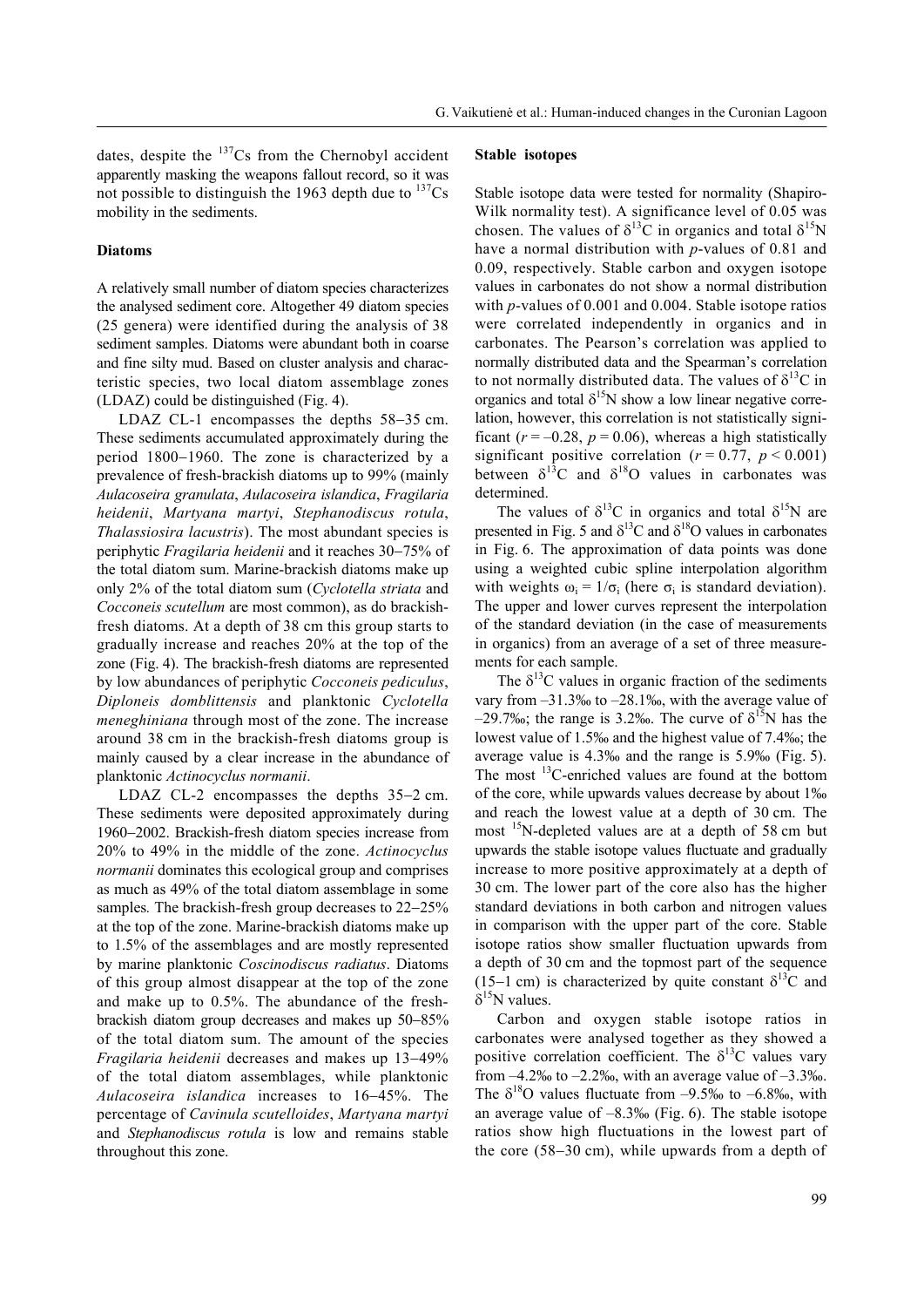dates, despite the $^{137}$Cs from the Chernobyl accident apparently masking the weapons fallout record, so it was not possible to distinguish the 1963 depth due to $^{137}$Cs mobility in the sediments.

### Diatoms

A relatively small number of diatom species characterizes the analysed sediment core. Altogether 49 diatom species (25 genera) were identified during the analysis of 38 sediment samples. Diatoms were abundant both in coarse and fine silty mud. Based on cluster analysis and characteristic species, two local diatom assemblage zones (LDAZ) could be distinguished (Fig. 4).

LDAZ CL-1 encompasses the depths 58–35 cm. These sediments accumulated approximately during the period 1800–1960. The zone is characterized by a prevalence of fresh-brackish diatoms up to 99% (mainly *Aulacoseira granulata*, *Aulacoseira islandica*, *Fragilaria heidenii*, *Martyana martyi*, *Stephanodiscus rotula*, *Thalassiosira lacustris*). The most abundant species is periphytic *Fragilaria heidenii* and it reaches 30–75% of the total diatom sum. Marine-brackish diatoms make up only 2% of the total diatom sum (*Cyclotella striata* and *Cocconeis scutellum* are most common), as do brackish-fresh diatoms. At a depth of 38 cm this group starts to gradually increase and reaches 20% at the top of the zone (Fig. 4). The brackish-fresh diatoms are represented by low abundances of periphytic *Cocconeis pediculus*, *Diploneis domblittensis* and planktonic *Cyclotella meneghiniana* through most of the zone. The increase around 38 cm in the brackish-fresh diatoms group is mainly caused by a clear increase in the abundance of planktonic *Actinocyclus normanii*.

LDAZ CL-2 encompasses the depths 35–2 cm. These sediments were deposited approximately during 1960–2002. Brackish-fresh diatom species increase from 20% to 49% in the middle of the zone. *Actinocyclus normanii* dominates this ecological group and comprises as much as 49% of the total diatom assemblage in some samples. The brackish-fresh group decreases to 22–25% at the top of the zone. Marine-brackish diatoms make up to 1.5% of the assemblages and are mostly represented by marine planktonic *Coscinodiscus radiatus*. Diatoms of this group almost disappear at the top of the zone and make up to 0.5%. The abundance of the fresh-brackish diatom group decreases and makes up 50–85% of the total diatom sum. The amount of the species *Fragilaria heidenii* decreases and makes up 13–49% of the total diatom assemblages, while planktonic *Aulacoseira islandica* increases to 16–45%. The percentage of *Cavinula scutelloides*, *Martyana martyi* and *Stephanodiscus rotula* is low and remains stable throughout this zone.

### Stable isotopes

Stable isotope data were tested for normality (Shapiro-Wilk normality test). A significance level of 0.05 was chosen. The values of $\delta^{13}$C in organics and total $\delta^{15}$N have a normal distribution with *p*-values of 0.81 and 0.09, respectively. Stable carbon and oxygen isotope values in carbonates do not show a normal distribution with *p*-values of 0.001 and 0.004. Stable isotope ratios were correlated independently in organics and in carbonates. The Pearson's correlation was applied to normally distributed data and the Spearman's correlation to not normally distributed data. The values of $\delta^{13}$C in organics and total $\delta^{15}$N show a low linear negative correlation, however, this correlation is not statistically significant ($r = -0.28$, $p = 0.06$), whereas a high statistically significant positive correlation ($r = 0.77$, $p < 0.001$) between $\delta^{13}$C and $\delta^{18}$O values in carbonates was determined.

The values of $\delta^{13}$C in organics and total $\delta^{15}$N are presented in Fig. 5 and $\delta^{13}$C and $\delta^{18}$O values in carbonates in Fig. 6. The approximation of data points was done using a weighted cubic spline interpolation algorithm with weights $\omega_i = 1/\sigma_i$ (here $\sigma_i$ is standard deviation). The upper and lower curves represent the interpolation of the standard deviation (in the case of measurements in organics) from an average of a set of three measurements for each sample.

The $\delta^{13}$C values in organic fraction of the sediments vary from –31.3‰ to –28.1‰, with the average value of –29.7‰; the range is 3.2‰. The curve of $\delta^{15}$N has the lowest value of 1.5‰ and the highest value of 7.4‰; the average value is 4.3‰ and the range is 5.9‰ (Fig. 5). The most $^{13}$C-enriched values are found at the bottom of the core, while upwards values decrease by about 1‰ and reach the lowest value at a depth of 30 cm. The most $^{15}$N-depleted values are at a depth of 58 cm but upwards the stable isotope values fluctuate and gradually increase to more positive approximately at a depth of 30 cm. The lower part of the core also has the higher standard deviations in both carbon and nitrogen values in comparison with the upper part of the core. Stable isotope ratios show smaller fluctuation upwards from a depth of 30 cm and the topmost part of the sequence (15–1 cm) is characterized by quite constant $\delta^{13}$C and $\delta^{15}$N values.

Carbon and oxygen stable isotope ratios in carbonates were analysed together as they showed a positive correlation coefficient. The $\delta^{13}$C values vary from –4.2‰ to –2.2‰, with an average value of –3.3‰. The $\delta^{18}$O values fluctuate from –9.5‰ to –6.8‰, with an average value of –8.3‰ (Fig. 6). The stable isotope ratios show high fluctuations in the lowest part of the core (58–30 cm), while upwards from a depth of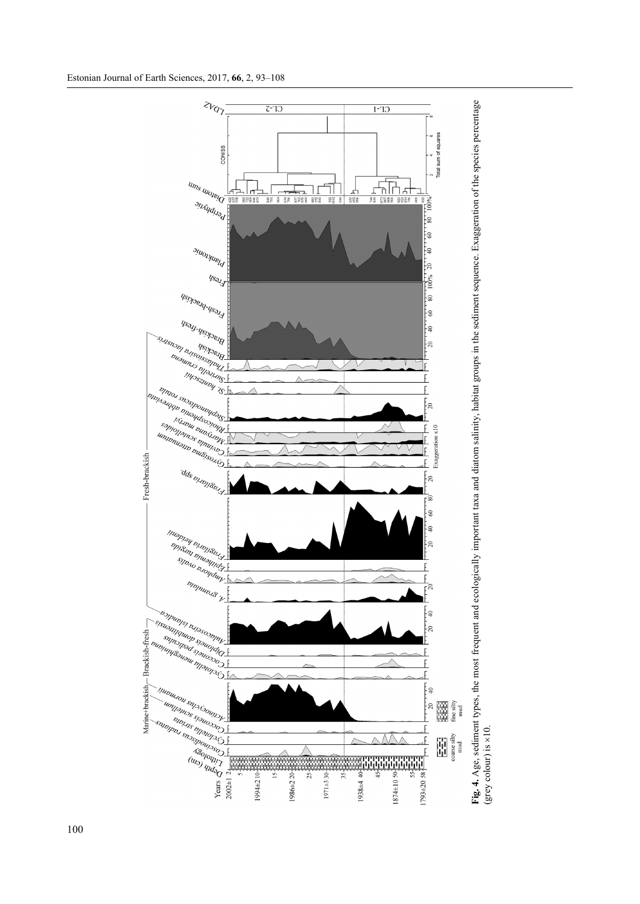**Fig. 4.** Age, sediment types, the most frequent and ecologically important taxa and diatom salinity, habitat groups in the sediment sequence. Exaggeration of the species percentage (grey colour) is ×10.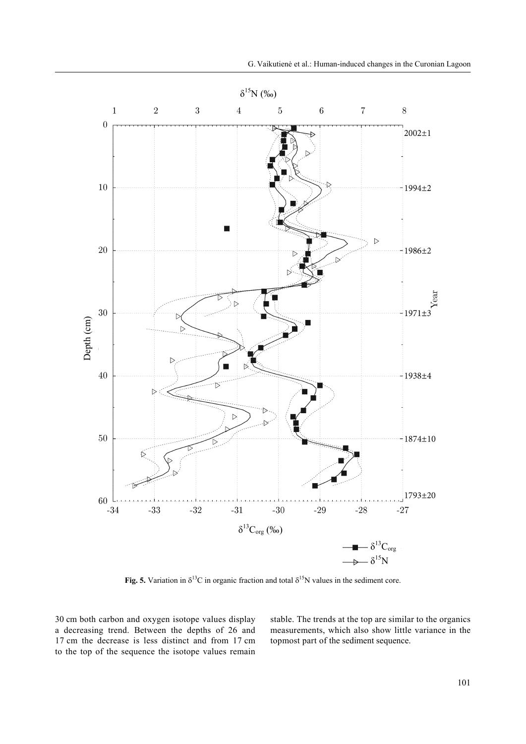**Fig. 5.** Variation in $\delta^{13}C$ in organic fraction and total $\delta^{15}N$ values in the sediment core.

30 cm both carbon and oxygen isotope values display a decreasing trend. Between the depths of 26 and 17 cm the decrease is less distinct and from 17 cm to the top of the sequence the isotope values remain stable. The trends at the top are similar to the organics measurements, which also show little variance in the topmost part of the sediment sequence.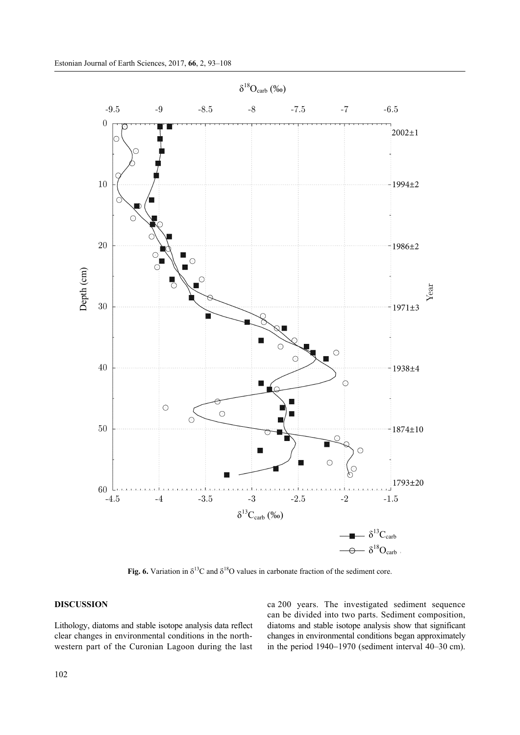**Fig. 6.** Variation in $\delta^{13}C$ and $\delta^{18}O$ values in carbonate fraction of the sediment core.

## DISCUSSION

Lithology, diatoms and stable isotope analysis data reflect clear changes in environmental conditions in the north-western part of the Curonian Lagoon during the last ca 200 years. The investigated sediment sequence can be divided into two parts. Sediment composition, diatoms and stable isotope analysis show that significant changes in environmental conditions began approximately in the period 1940–1970 (sediment interval 40–30 cm).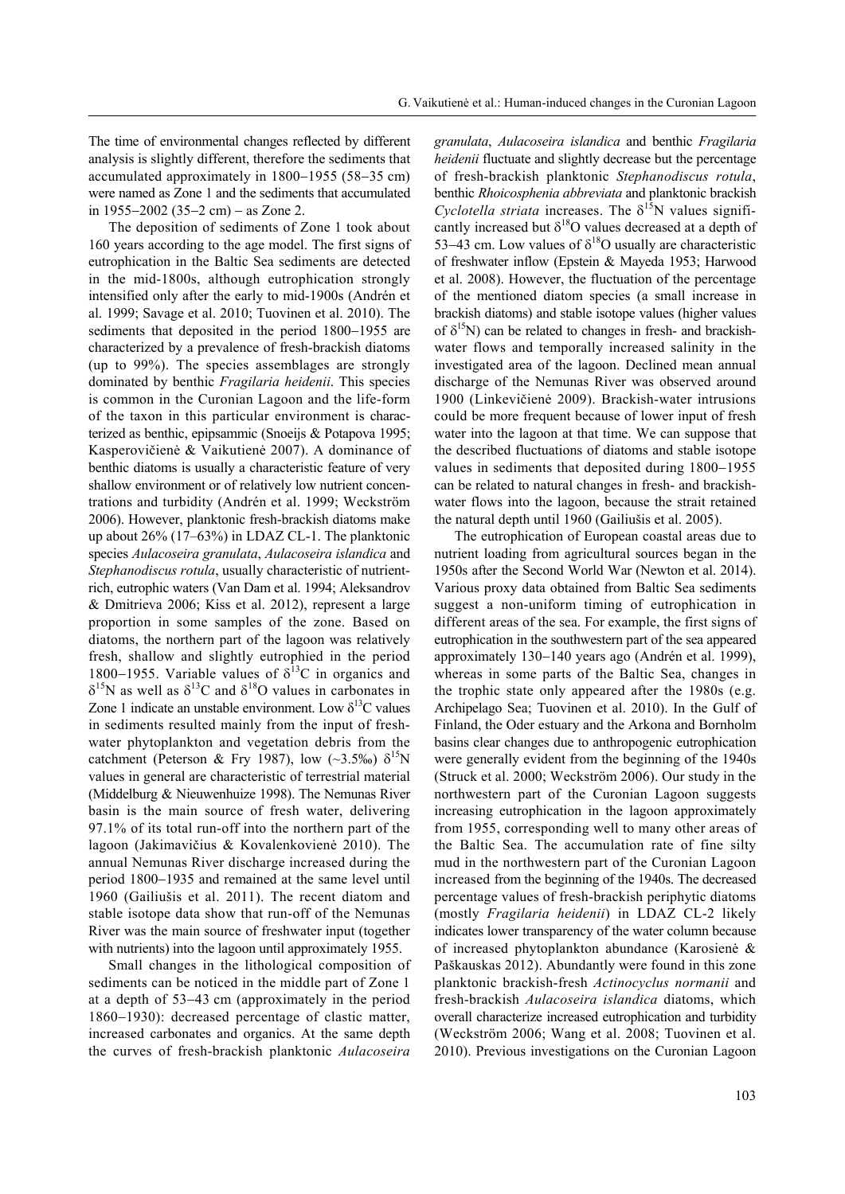The time of environmental changes reflected by different analysis is slightly different, therefore the sediments that accumulated approximately in 1800–1955 (58–35 cm) were named as Zone 1 and the sediments that accumulated in 1955–2002 (35–2 cm) – as Zone 2.

The deposition of sediments of Zone 1 took about 160 years according to the age model. The first signs of eutrophication in the Baltic Sea sediments are detected in the mid-1800s, although eutrophication strongly intensified only after the early to mid-1900s (Andrén et al. 1999; Savage et al. 2010; Tuovinen et al. 2010). The sediments that deposited in the period 1800–1955 are characterized by a prevalence of fresh-brackish diatoms (up to 99%). The species assemblages are strongly dominated by benthic *Fragilaria heidenii*. This species is common in the Curonian Lagoon and the life-form of the taxon in this particular environment is characterized as benthic, epipsammic (Snoeijs & Potapova 1995; Kasperovičienė & Vaikutienė 2007). A dominance of benthic diatoms is usually a characteristic feature of very shallow environment or of relatively low nutrient concentrations and turbidity (Andrén et al. 1999; Weckström 2006). However, planktonic fresh-brackish diatoms make up about 26% (17–63%) in LDAZ CL-1. The planktonic species *Aulacoseira granulata*, *Aulacoseira islandica* and *Stephanodiscus rotula*, usually characteristic of nutrient-rich, eutrophic waters (Van Dam et al. 1994; Aleksandrov & Dmitrieva 2006; Kiss et al. 2012), represent a large proportion in some samples of the zone. Based on diatoms, the northern part of the lagoon was relatively fresh, shallow and slightly eutrophied in the period 1800–1955. Variable values of $\delta^{13}$C in organics and $\delta^{15}$N as well as $\delta^{13}$C and $\delta^{18}$O values in carbonates in Zone 1 indicate an unstable environment. Low $\delta^{13}$C values in sediments resulted mainly from the input of freshwater phytoplankton and vegetation debris from the catchment (Peterson & Fry 1987), low (~3.5‰) $\delta^{15}$N values in general are characteristic of terrestrial material (Middelburg & Nieuwenhuize 1998). The Nemunas River basin is the main source of fresh water, delivering 97.1% of its total run-off into the northern part of the lagoon (Jakimavičius & Kovalenkovienė 2010). The annual Nemunas River discharge increased during the period 1800–1935 and remained at the same level until 1960 (Gailiušis et al. 2011). The recent diatom and stable isotope data show that run-off of the Nemunas River was the main source of freshwater input (together with nutrients) into the lagoon until approximately 1955.

Small changes in the lithological composition of sediments can be noticed in the middle part of Zone 1 at a depth of 53–43 cm (approximately in the period 1860–1930): decreased percentage of clastic matter, increased carbonates and organics. At the same depth the curves of fresh-brackish planktonic *Aulacoseira granulata*, *Aulacoseira islandica* and benthic *Fragilaria heidenii* fluctuate and slightly decrease but the percentage of fresh-brackish planktonic *Stephanodiscus rotula*, benthic *Rhoicosphenia abbreviata* and planktonic brackish *Cyclotella striata* increases. The $\delta^{15}$N values significantly increased but $\delta^{18}$O values decreased at a depth of 53–43 cm. Low values of $\delta^{18}$O usually are characteristic of freshwater inflow (Epstein & Mayeda 1953; Harwood et al. 2008). However, the fluctuation of the percentage of the mentioned diatom species (a small increase in brackish diatoms) and stable isotope values (higher values of $\delta^{15}$N) can be related to changes in fresh- and brackish-water flows and temporally increased salinity in the investigated area of the lagoon. Declined mean annual discharge of the Nemunas River was observed around 1900 (Linkevičienė 2009). Brackish-water intrusions could be more frequent because of lower input of fresh water into the lagoon at that time. We can suppose that the described fluctuations of diatoms and stable isotope values in sediments that deposited during 1800–1955 can be related to natural changes in fresh- and brackish-water flows into the lagoon, because the strait retained the natural depth until 1960 (Gailiušis et al. 2005).

The eutrophication of European coastal areas due to nutrient loading from agricultural sources began in the 1950s after the Second World War (Newton et al. 2014). Various proxy data obtained from Baltic Sea sediments suggest a non-uniform timing of eutrophication in different areas of the sea. For example, the first signs of eutrophication in the southwestern part of the sea appeared approximately 130–140 years ago (Andrén et al. 1999), whereas in some parts of the Baltic Sea, changes in the trophic state only appeared after the 1980s (e.g. Archipelago Sea; Tuovinen et al. 2010). In the Gulf of Finland, the Oder estuary and the Arkona and Bornholm basins clear changes due to anthropogenic eutrophication were generally evident from the beginning of the 1940s (Struck et al. 2000; Weckström 2006). Our study in the northwestern part of the Curonian Lagoon suggests increasing eutrophication in the lagoon approximately from 1955, corresponding well to many other areas of the Baltic Sea. The accumulation rate of fine silty mud in the northwestern part of the Curonian Lagoon increased from the beginning of the 1940s. The decreased percentage values of fresh-brackish periphytic diatoms (mostly *Fragilaria heidenii*) in LDAZ CL-2 likely indicates lower transparency of the water column because of increased phytoplankton abundance (Karosienė & Paškauskas 2012). Abundantly were found in this zone planktonic brackish-fresh *Actinocyclus normanii* and fresh-brackish *Aulacoseira islandica* diatoms, which overall characterize increased eutrophication and turbidity (Weckström 2006; Wang et al. 2008; Tuovinen et al. 2010). Previous investigations on the Curonian Lagoon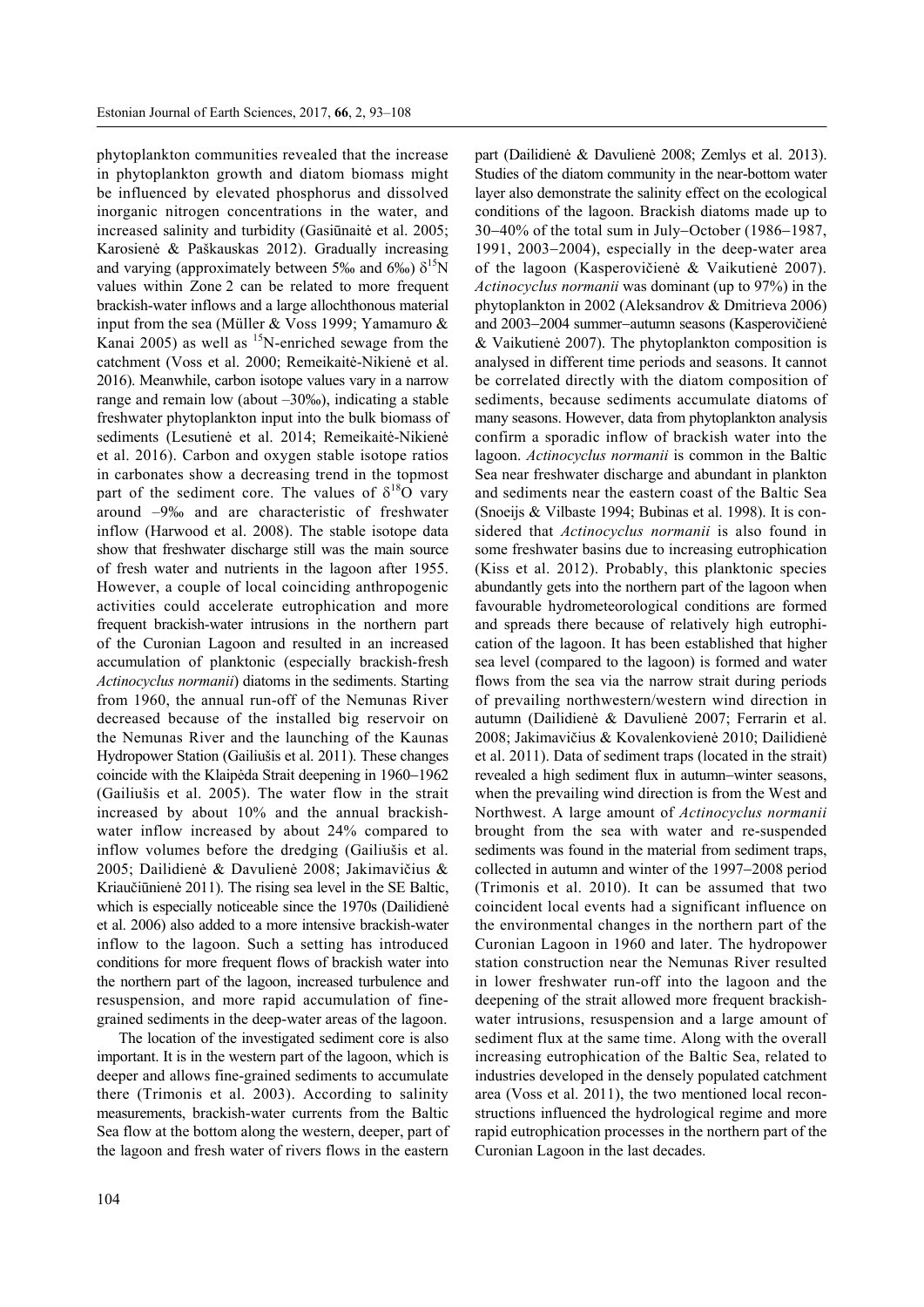phytoplankton communities revealed that the increase in phytoplankton growth and diatom biomass might be influenced by elevated phosphorus and dissolved inorganic nitrogen concentrations in the water, and increased salinity and turbidity (Gasiūnaitė et al. 2005; Karosienė & Paškauskas 2012). Gradually increasing and varying (approximately between 5‰ and 6‰) $\delta^{15}N$ values within Zone 2 can be related to more frequent brackish-water inflows and a large allochthonous material input from the sea (Müller & Voss 1999; Yamamuro & Kanai 2005) as well as $^{15}N$-enriched sewage from the catchment (Voss et al. 2000; Remeikaitė-Nikienė et al. 2016). Meanwhile, carbon isotope values vary in a narrow range and remain low (about –30‰), indicating a stable freshwater phytoplankton input into the bulk biomass of sediments (Lesutienė et al. 2014; Remeikaitė-Nikienė et al. 2016). Carbon and oxygen stable isotope ratios in carbonates show a decreasing trend in the topmost part of the sediment core. The values of $\delta^{18}O$ vary around –9‰ and are characteristic of freshwater inflow (Harwood et al. 2008). The stable isotope data show that freshwater discharge still was the main source of fresh water and nutrients in the lagoon after 1955. However, a couple of local coinciding anthropogenic activities could accelerate eutrophication and more frequent brackish-water intrusions in the northern part of the Curonian Lagoon and resulted in an increased accumulation of planktonic (especially brackish-fresh *Actinocyclus normanii*) diatoms in the sediments. Starting from 1960, the annual run-off of the Nemunas River decreased because of the installed big reservoir on the Nemunas River and the launching of the Kaunas Hydropower Station (Gailiušis et al. 2011). These changes coincide with the Klaipėda Strait deepening in 1960–1962 (Gailiušis et al. 2005). The water flow in the strait increased by about 10% and the annual brackish-water inflow increased by about 24% compared to inflow volumes before the dredging (Gailiušis et al. 2005; Dailidienė & Davulienė 2008; Jakimavičius & Kriaučiūnienė 2011). The rising sea level in the SE Baltic, which is especially noticeable since the 1970s (Dailidienė et al. 2006) also added to a more intensive brackish-water inflow to the lagoon. Such a setting has introduced conditions for more frequent flows of brackish water into the northern part of the lagoon, increased turbulence and resuspension, and more rapid accumulation of fine-grained sediments in the deep-water areas of the lagoon.

The location of the investigated sediment core is also important. It is in the western part of the lagoon, which is deeper and allows fine-grained sediments to accumulate there (Trimonis et al. 2003). According to salinity measurements, brackish-water currents from the Baltic Sea flow at the bottom along the western, deeper, part of the lagoon and fresh water of rivers flows in the eastern part (Dailidienė & Davulienė 2008; Zemlys et al. 2013). Studies of the diatom community in the near-bottom water layer also demonstrate the salinity effect on the ecological conditions of the lagoon. Brackish diatoms made up to 30–40% of the total sum in July–October (1986–1987, 1991, 2003–2004), especially in the deep-water area of the lagoon (Kasperovičienė & Vaikutienė 2007). *Actinocyclus normanii* was dominant (up to 97%) in the phytoplankton in 2002 (Aleksandrov & Dmitrieva 2006) and 2003–2004 summer–autumn seasons (Kasperovičienė & Vaikutienė 2007). The phytoplankton composition is analysed in different time periods and seasons. It cannot be correlated directly with the diatom composition of sediments, because sediments accumulate diatoms of many seasons. However, data from phytoplankton analysis confirm a sporadic inflow of brackish water into the lagoon. *Actinocyclus normanii* is common in the Baltic Sea near freshwater discharge and abundant in plankton and sediments near the eastern coast of the Baltic Sea (Snoeijs & Vilbaste 1994; Bubinas et al. 1998). It is considered that *Actinocyclus normanii* is also found in some freshwater basins due to increasing eutrophication (Kiss et al. 2012). Probably, this planktonic species abundantly gets into the northern part of the lagoon when favourable hydrometeorological conditions are formed and spreads there because of relatively high eutrophication of the lagoon. It has been established that higher sea level (compared to the lagoon) is formed and water flows from the sea via the narrow strait during periods of prevailing northwestern/western wind direction in autumn (Dailidienė & Davulienė 2007; Ferrarin et al. 2008; Jakimavičius & Kovalenkovienė 2010; Dailidienė et al. 2011). Data of sediment traps (located in the strait) revealed a high sediment flux in autumn–winter seasons, when the prevailing wind direction is from the West and Northwest. A large amount of *Actinocyclus normanii* brought from the sea with water and re-suspended sediments was found in the material from sediment traps, collected in autumn and winter of the 1997–2008 period (Trimonis et al. 2010). It can be assumed that two coincident local events had a significant influence on the environmental changes in the northern part of the Curonian Lagoon in 1960 and later. The hydropower station construction near the Nemunas River resulted in lower freshwater run-off into the lagoon and the deepening of the strait allowed more frequent brackish-water intrusions, resuspension and a large amount of sediment flux at the same time. Along with the overall increasing eutrophication of the Baltic Sea, related to industries developed in the densely populated catchment area (Voss et al. 2011), the two mentioned local reconstructions influenced the hydrological regime and more rapid eutrophication processes in the northern part of the Curonian Lagoon in the last decades.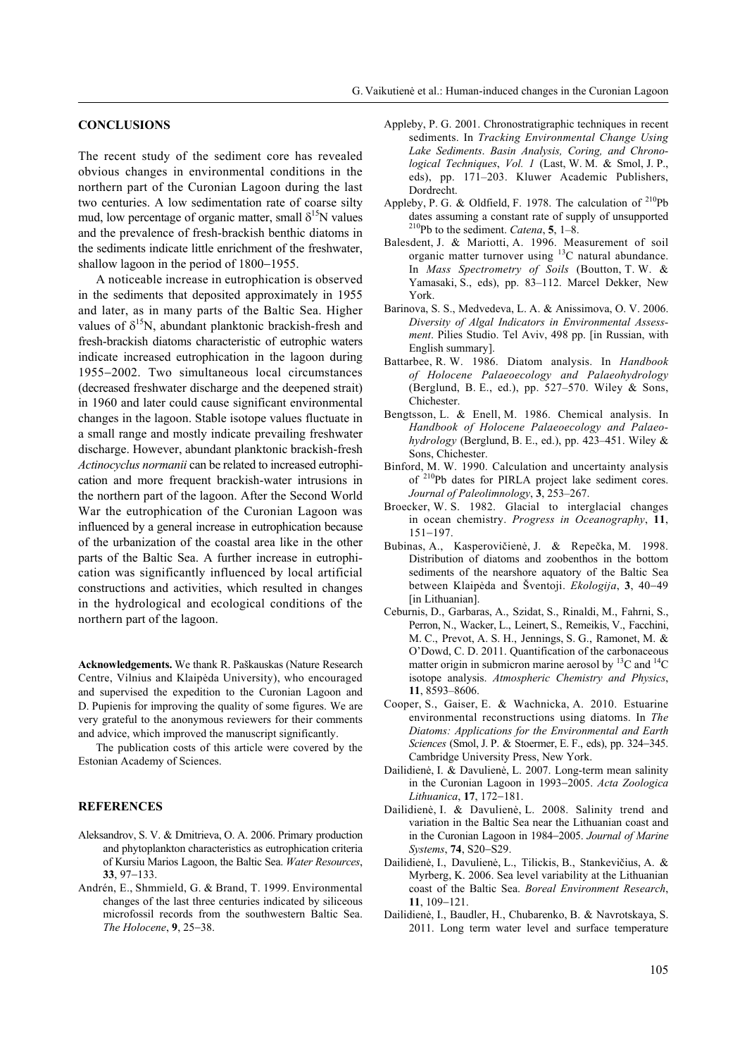## CONCLUSIONS

The recent study of the sediment core has revealed obvious changes in environmental conditions in the northern part of the Curonian Lagoon during the last two centuries. A low sedimentation rate of coarse silty mud, low percentage of organic matter, small $\delta^{15}N$ values and the prevalence of fresh-brackish benthic diatoms in the sediments indicate little enrichment of the freshwater, shallow lagoon in the period of 1800–1955.

A noticeable increase in eutrophication is observed in the sediments that deposited approximately in 1955 and later, as in many parts of the Baltic Sea. Higher values of $\delta^{15}N$, abundant planktonic brackish-fresh and fresh-brackish diatoms characteristic of eutrophic waters indicate increased eutrophication in the lagoon during 1955–2002. Two simultaneous local circumstances (decreased freshwater discharge and the deepened strait) in 1960 and later could cause significant environmental changes in the lagoon. Stable isotope values fluctuate in a small range and mostly indicate prevailing freshwater discharge. However, abundant planktonic brackish-fresh *Actinocyclus normanii* can be related to increased eutrophication and more frequent brackish-water intrusions in the northern part of the lagoon. After the Second World War the eutrophication of the Curonian Lagoon was influenced by a general increase in eutrophication because of the urbanization of the coastal area like in the other parts of the Baltic Sea. A further increase in eutrophication was significantly influenced by local artificial constructions and activities, which resulted in changes in the hydrological and ecological conditions of the northern part of the lagoon.

**Acknowledgements.** We thank R. Paškauskas (Nature Research Centre, Vilnius and Klaipėda University), who encouraged and supervised the expedition to the Curonian Lagoon and D. Pupienis for improving the quality of some figures. We are very grateful to the anonymous reviewers for their comments and advice, which improved the manuscript significantly.

The publication costs of this article were covered by the Estonian Academy of Sciences.

## REFERENCES

Aleksandrov, S. V. & Dmitrieva, O. A. 2006. Primary production and phytoplankton characteristics as eutrophication criteria of Kursiu Marios Lagoon, the Baltic Sea. *Water Resources*, **33**, 97–133.

Andrén, E., Shmmield, G. & Brand, T. 1999. Environmental changes of the last three centuries indicated by siliceous microfossil records from the southwestern Baltic Sea. *The Holocene*, **9**, 25–38.

Appleby, P. G. 2001. Chronostratigraphic techniques in recent sediments. In *Tracking Environmental Change Using Lake Sediments. Basin Analysis, Coring, and Chronological Techniques*, *Vol. 1* (Last, W. M. & Smol, J. P., eds), pp. 171–203. Kluwer Academic Publishers, Dordrecht.

Appleby, P. G. & Oldfield, F. 1978. The calculation of $^{210}$Pb dates assuming a constant rate of supply of unsupported $^{210}$Pb to the sediment. *Catena*, **5**, 1–8.

Balesdent, J. & Mariotti, A. 1996. Measurement of soil organic matter turnover using $^{13}$C natural abundance. In *Mass Spectrometry of Soils* (Boutton, T. W. & Yamasaki, S., eds), pp. 83–112. Marcel Dekker, New York.

Barinova, S. S., Medvedeva, L. A. & Anissimova, O. V. 2006. *Diversity of Algal Indicators in Environmental Assessment*. Pilies Studio. Tel Aviv, 498 pp. [in Russian, with English summary].

Battarbee, R. W. 1986. Diatom analysis. In *Handbook of Holocene Palaeoecology and Palaeohydrology* (Berglund, B. E., ed.), pp. 527–570. Wiley & Sons, Chichester.

Bengtsson, L. & Enell, M. 1986. Chemical analysis. In *Handbook of Holocene Palaeoecology and Palaeohydrology* (Berglund, B. E., ed.), pp. 423–451. Wiley & Sons, Chichester.

Binford, M. W. 1990. Calculation and uncertainty analysis of $^{210}$Pb dates for PIRLA project lake sediment cores. *Journal of Paleolimnology*, **3**, 253–267.

Broecker, W. S. 1982. Glacial to interglacial changes in ocean chemistry. *Progress in Oceanography*, **11**, 151–197.

Bubinas, A., Kasperovičienė, J. & Repečka, M. 1998. Distribution of diatoms and zoobenthos in the bottom sediments of the nearshore aquatory of the Baltic Sea between Klaipėda and Šventoji. *Ekologija*, **3**, 40–49 [in Lithuanian].

Ceburnis, D., Garbaras, A., Szidat, S., Rinaldi, M., Fahrni, S., Perron, N., Wacker, L., Leinert, S., Remeikis, V., Facchini, M. C., Prevot, A. S. H., Jennings, S. G., Ramonet, M. & O'Dowd, C. D. 2011. Quantification of the carbonaceous matter origin in submicron marine aerosol by $^{13}$C and $^{14}$C isotope analysis. *Atmospheric Chemistry and Physics*, **11**, 8593–8606.

Cooper, S., Gaiser, E. & Wachnicka, A. 2010. Estuarine environmental reconstructions using diatoms. In *The Diatoms: Applications for the Environmental and Earth Sciences* (Smol, J. P. & Stoermer, E. F., eds), pp. 324–345. Cambridge University Press, New York.

Dailidienė, I. & Davulienė, L. 2007. Long-term mean salinity in the Curonian Lagoon in 1993–2005. *Acta Zoologica Lithuanica*, **17**, 172–181.

Dailidienė, I. & Davulienė, L. 2008. Salinity trend and variation in the Baltic Sea near the Lithuanian coast and in the Curonian Lagoon in 1984–2005. *Journal of Marine Systems*, **74**, S20–S29.

Dailidienė, I., Davulienė, L., Tilickis, B., Stankevičius, A. & Myrberg, K. 2006. Sea level variability at the Lithuanian coast of the Baltic Sea. *Boreal Environment Research*, **11**, 109–121.

Dailidienė, I., Baudler, H., Chubarenko, B. & Navrotskaya, S. 2011. Long term water level and surface temperature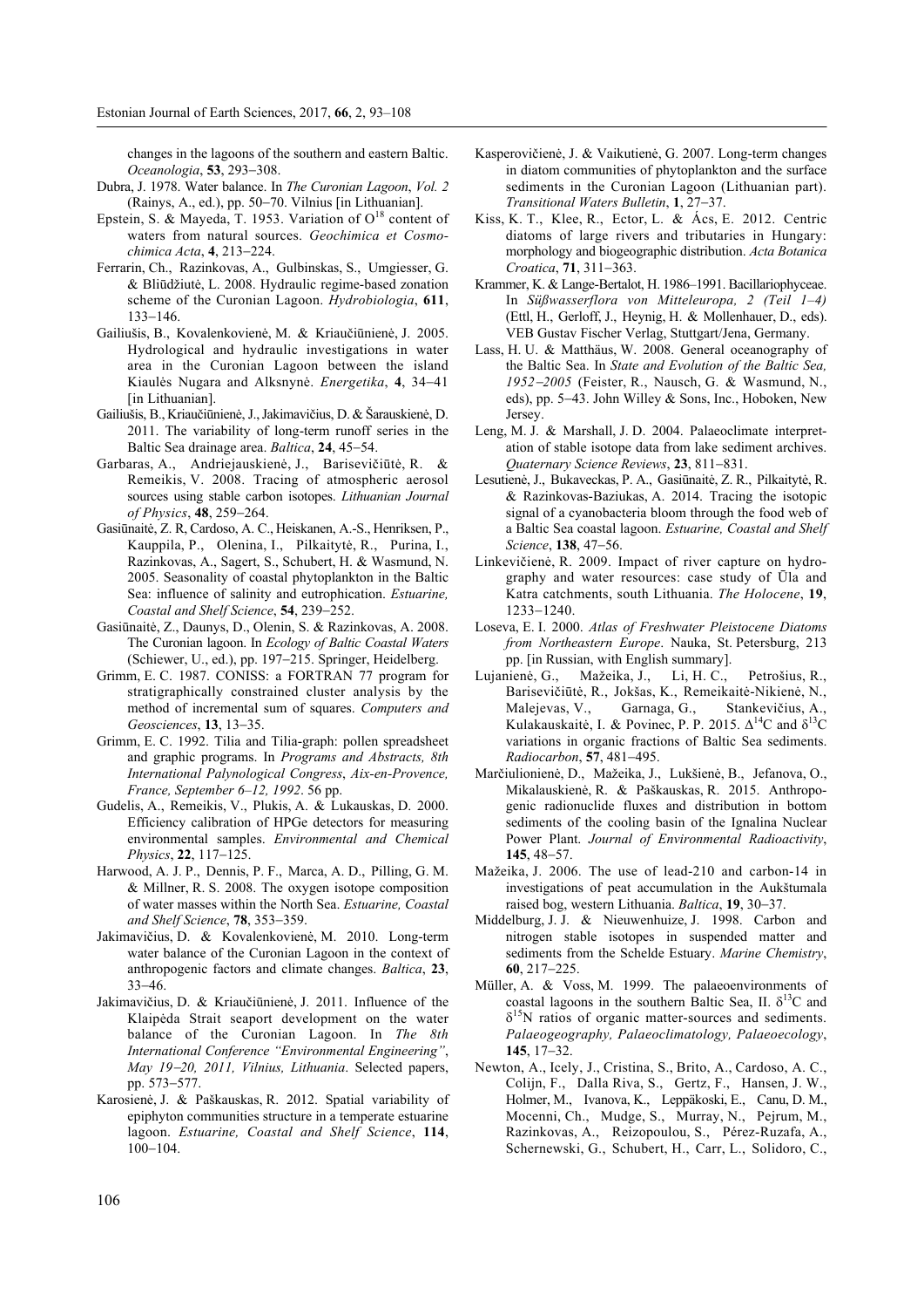changes in the lagoons of the southern and eastern Baltic. *Oceanologia*, **53**, 293–308.

Dubra, J. 1978. Water balance. In *The Curonian Lagoon*, *Vol. 2* (Rainys, A., ed.), pp. 50–70. Vilnius [in Lithuanian].

Epstein, S. & Mayeda, T. 1953. Variation of $O^{18}$ content of waters from natural sources. *Geochimica et Cosmochimica Acta*, **4**, 213–224.

Ferrarin, Ch., Razinkovas, A., Gulbinskas, S., Umgiesser, G. & Bliūdžiutė, L. 2008. Hydraulic regime-based zonation scheme of the Curonian Lagoon. *Hydrobiologia*, **611**, 133–146.

Gailiušis, B., Kovalenkovienė, M. & Kriaučiūnienė, J. 2005. Hydrological and hydraulic investigations in water area in the Curonian Lagoon between the island Kiaulės Nugara and Alksnynė. *Energetika*, **4**, 34–41 [in Lithuanian].

Gailiušis, B., Kriaučiūnienė, J., Jakimavičius, D. & Šarauskienė, D. 2011. The variability of long-term runoff series in the Baltic Sea drainage area. *Baltica*, **24**, 45–54.

Garbaras, A., Andriejauskienė, J., Barisevičiūtė, R. & Remeikis, V. 2008. Tracing of atmospheric aerosol sources using stable carbon isotopes. *Lithuanian Journal of Physics*, **48**, 259–264.

Gasiūnaitė, Z. R, Cardoso, A. C., Heiskanen, A.-S., Henriksen, P., Kauppila, P., Olenina, I., Pilkaitytė, R., Purina, I., Razinkovas, A., Sagert, S., Schubert, H. & Wasmund, N. 2005. Seasonality of coastal phytoplankton in the Baltic Sea: influence of salinity and eutrophication. *Estuarine, Coastal and Shelf Science*, **54**, 239–252.

Gasiūnaitė, Z., Daunys, D., Olenin, S. & Razinkovas, A. 2008. The Curonian lagoon. In *Ecology of Baltic Coastal Waters* (Schiewer, U., ed.), pp. 197–215. Springer, Heidelberg.

Grimm, E. C. 1987. CONISS: a FORTRAN 77 program for stratigraphically constrained cluster analysis by the method of incremental sum of squares. *Computers and Geosciences*, **13**, 13–35.

Grimm, E. C. 1992. Tilia and Tilia-graph: pollen spreadsheet and graphic programs. In *Programs and Abstracts, 8th International Palynological Congress*, *Aix-en-Provence, France, September 6–12, 1992*. 56 pp.

Gudelis, A., Remeikis, V., Plukis, A. & Lukauskas, D. 2000. Efficiency calibration of HPGe detectors for measuring environmental samples. *Environmental and Chemical Physics*, **22**, 117–125.

Harwood, A. J. P., Dennis, P. F., Marca, A. D., Pilling, G. M. & Millner, R. S. 2008. The oxygen isotope composition of water masses within the North Sea. *Estuarine, Coastal and Shelf Science*, **78**, 353–359.

Jakimavičius, D. & Kovalenkovienė, M. 2010. Long-term water balance of the Curonian Lagoon in the context of anthropogenic factors and climate changes. *Baltica*, **23**, 33–46.

Jakimavičius, D. & Kriaučiūnienė, J. 2011. Influence of the Klaipėda Strait seaport development on the water balance of the Curonian Lagoon. In *The 8th International Conference "Environmental Engineering"*, *May 19–20, 2011, Vilnius, Lithuania*. Selected papers, pp. 573–577.

Karosienė, J. & Paškauskas, R. 2012. Spatial variability of epiphyton communities structure in a temperate estuarine lagoon. *Estuarine, Coastal and Shelf Science*, **114**, 100–104.

Kasperovičienė, J. & Vaikutienė, G. 2007. Long-term changes in diatom communities of phytoplankton and the surface sediments in the Curonian Lagoon (Lithuanian part). *Transitional Waters Bulletin*, **1**, 27–37.

Kiss, K. T., Klee, R., Ector, L. & Ács, E. 2012. Centric diatoms of large rivers and tributaries in Hungary: morphology and biogeographic distribution. *Acta Botanica Croatica*, **71**, 311–363.

Krammer, K. & Lange-Bertalot, H. 1986–1991. Bacillariophyceae. In *Süßwasserflora von Mitteleuropa, 2 (Teil 1–4)* (Ettl, H., Gerloff, J., Heynig, H. & Mollenhauer, D., eds). VEB Gustav Fischer Verlag, Stuttgart/Jena, Germany.

Lass, H. U. & Matthäus, W. 2008. General oceanography of the Baltic Sea. In *State and Evolution of the Baltic Sea, 1952–2005* (Feister, R., Nausch, G. & Wasmund, N., eds), pp. 5–43. John Willey & Sons, Inc., Hoboken, New Jersey.

Leng, M. J. & Marshall, J. D. 2004. Palaeoclimate interpretation of stable isotope data from lake sediment archives. *Quaternary Science Reviews*, **23**, 811–831.

Lesutienė, J., Bukaveckas, P. A., Gasiūnaitė, Z. R., Pilkaitytė, R. & Razinkovas-Baziukas, A. 2014. Tracing the isotopic signal of a cyanobacteria bloom through the food web of a Baltic Sea coastal lagoon. *Estuarine, Coastal and Shelf Science*, **138**, 47–56.

Linkevičienė, R. 2009. Impact of river capture on hydrography and water resources: case study of Ūla and Katra catchments, south Lithuania. *The Holocene*, **19**, 1233–1240.

Loseva, E. I. 2000. *Atlas of Freshwater Pleistocene Diatoms from Northeastern Europe*. Nauka, St. Petersburg, 213 pp. [in Russian, with English summary].

Lujanienė, G., Mažeika, J., Li, H. C., Petrošius, R., Barisevičiūtė, R., Jokšas, K., Remeikaitė-Nikienė, N., Malejevas, V., Garnaga, G., Stankevičius, A., Kulakauskaitė, I. & Povinec, P. P. 2015. $\Delta^{14}C$ and $\delta^{13}C$ variations in organic fractions of Baltic Sea sediments. *Radiocarbon*, **57**, 481–495.

Marčiulionienė, D., Mažeika, J., Lukšienė, B., Jefanova, O., Mikalauskienė, R. & Paškauskas, R. 2015. Anthropogenic radionuclide fluxes and distribution in bottom sediments of the cooling basin of the Ignalina Nuclear Power Plant. *Journal of Environmental Radioactivity*, **145**, 48–57.

Mažeika, J. 2006. The use of lead-210 and carbon-14 in investigations of peat accumulation in the Aukštumala raised bog, western Lithuania. *Baltica*, **19**, 30–37.

Middelburg, J. J. & Nieuwenhuize, J. 1998. Carbon and nitrogen stable isotopes in suspended matter and sediments from the Schelde Estuary. *Marine Chemistry*, **60**, 217–225.

Müller, A. & Voss, M. 1999. The palaeoenvironments of coastal lagoons in the southern Baltic Sea, II. $\delta^{13}C$ and $\delta^{15}N$ ratios of organic matter-sources and sediments. *Palaeogeography, Palaeoclimatology, Palaeoecology*, **145**, 17–32.

Newton, A., Icely, J., Cristina, S., Brito, A., Cardoso, A. C., Colijn, F., Dalla Riva, S., Gertz, F., Hansen, J. W., Holmer, M., Ivanova, K., Leppäkoski, E., Canu, D. M., Mocenni, Ch., Mudge, S., Murray, N., Pejrum, M., Razinkovas, A., Reizopoulou, S., Pérez-Ruzafa, A., Schernewski, G., Schubert, H., Carr, L., Solidoro, C.,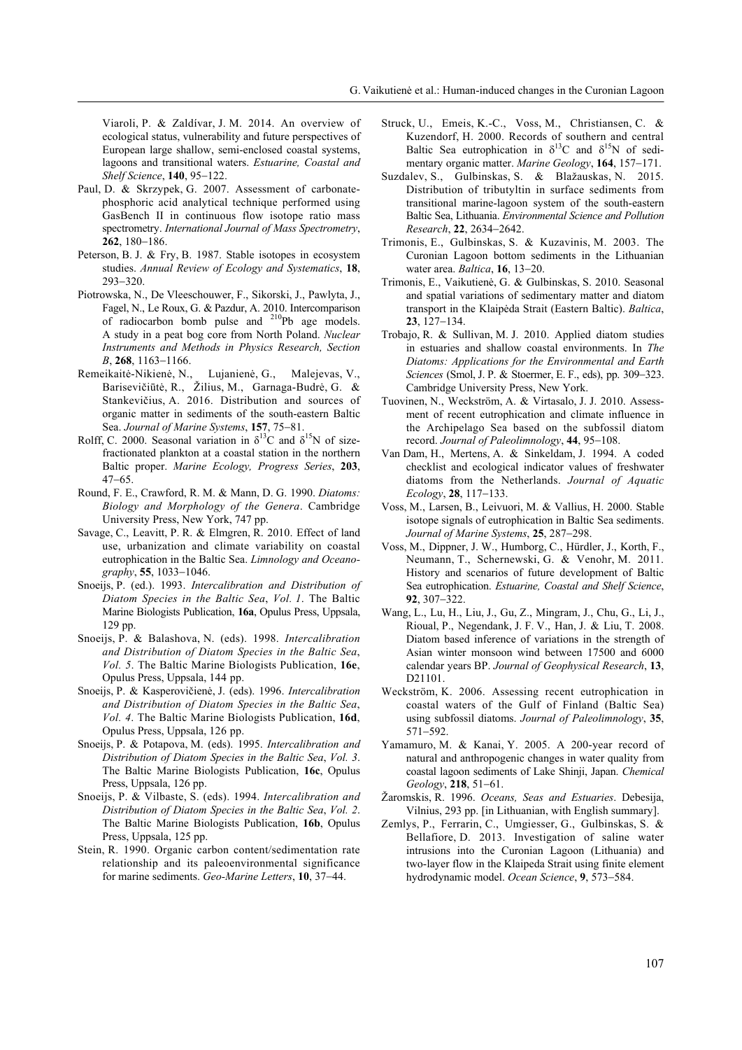Viaroli, P. & Zaldívar, J. M. 2014. An overview of ecological status, vulnerability and future perspectives of European large shallow, semi-enclosed coastal systems, lagoons and transitional waters. *Estuarine, Coastal and Shelf Science*, **140**, 95–122.

Paul, D. & Skrzypek, G. 2007. Assessment of carbonate-phosphoric acid analytical technique performed using GasBench II in continuous flow isotope ratio mass spectrometry. *International Journal of Mass Spectrometry*, **262**, 180–186.

Peterson, B. J. & Fry, B. 1987. Stable isotopes in ecosystem studies. *Annual Review of Ecology and Systematics*, **18**, 293–320.

Piotrowska, N., De Vleeschouwer, F., Sikorski, J., Pawlyta, J., Fagel, N., Le Roux, G. & Pazdur, A. 2010. Intercomparison of radiocarbon bomb pulse and $^{210}$Pb age models. A study in a peat bog core from North Poland. *Nuclear Instruments and Methods in Physics Research, Section B*, **268**, 1163–1166.

Remeikaitė-Nikienė, N., Lujanienė, G., Malejevas, V., Barisevičiūtė, R., Žilius, M., Garnaga-Budrė, G. & Stankevičius, A. 2016. Distribution and sources of organic matter in sediments of the south-eastern Baltic Sea. *Journal of Marine Systems*, **157**, 75–81.

Rolff, C. 2000. Seasonal variation in $\delta^{13}$C and $\delta^{15}$N of size-fractionated plankton at a coastal station in the northern Baltic proper. *Marine Ecology, Progress Series*, **203**, 47–65.

Round, F. E., Crawford, R. M. & Mann, D. G. 1990. *Diatoms: Biology and Morphology of the Genera*. Cambridge University Press, New York, 747 pp.

Savage, C., Leavitt, P. R. & Elmgren, R. 2010. Effect of land use, urbanization and climate variability on coastal eutrophication in the Baltic Sea. *Limnology and Oceanography*, **55**, 1033–1046.

Snoeijs, P. (ed.). 1993. *Intercalibration and Distribution of Diatom Species in the Baltic Sea*, *Vol. 1*. The Baltic Marine Biologists Publication, **16a**, Opulus Press, Uppsala, 129 pp.

Snoeijs, P. & Balashova, N. (eds). 1998. *Intercalibration and Distribution of Diatom Species in the Baltic Sea*, *Vol. 5*. The Baltic Marine Biologists Publication, **16e**, Opulus Press, Uppsala, 144 pp.

Snoeijs, P. & Kasperovičienė, J. (eds). 1996. *Intercalibration and Distribution of Diatom Species in the Baltic Sea*, *Vol. 4*. The Baltic Marine Biologists Publication, **16d**, Opulus Press, Uppsala, 126 pp.

Snoeijs, P. & Potapova, M. (eds). 1995. *Intercalibration and Distribution of Diatom Species in the Baltic Sea*, *Vol. 3*. The Baltic Marine Biologists Publication, **16c**, Opulus Press, Uppsala, 126 pp.

Snoeijs, P. & Vilbaste, S. (eds). 1994. *Intercalibration and Distribution of Diatom Species in the Baltic Sea*, *Vol. 2*. The Baltic Marine Biologists Publication, **16b**, Opulus Press, Uppsala, 125 pp.

Stein, R. 1990. Organic carbon content/sedimentation rate relationship and its paleoenvironmental significance for marine sediments. *Geo-Marine Letters*, **10**, 37–44.

Struck, U., Emeis, K.-C., Voss, M., Christiansen, C. & Kuzendorf, H. 2000. Records of southern and central Baltic Sea eutrophication in $\delta^{13}$C and $\delta^{15}$N of sedimentary organic matter. *Marine Geology*, **164**, 157–171.

Suzdalev, S., Gulbinskas, S. & Blažauskas, N. 2015. Distribution of tributyltin in surface sediments from transitional marine-lagoon system of the south-eastern Baltic Sea, Lithuania. *Environmental Science and Pollution Research*, **22**, 2634–2642.

Trimonis, E., Gulbinskas, S. & Kuzavinis, M. 2003. The Curonian Lagoon bottom sediments in the Lithuanian water area. *Baltica*, **16**, 13–20.

Trimonis, E., Vaikutienė, G. & Gulbinskas, S. 2010. Seasonal and spatial variations of sedimentary matter and diatom transport in the Klaipėda Strait (Eastern Baltic). *Baltica*, **23**, 127–134.

Trobajo, R. & Sullivan, M. J. 2010. Applied diatom studies in estuaries and shallow coastal environments. In *The Diatoms: Applications for the Environmental and Earth Sciences* (Smol, J. P. & Stoermer, E. F., eds), pp. 309–323. Cambridge University Press, New York.

Tuovinen, N., Weckström, A. & Virtasalo, J. J. 2010. Assessment of recent eutrophication and climate influence in the Archipelago Sea based on the subfossil diatom record. *Journal of Paleolimnology*, **44**, 95–108.

Van Dam, H., Mertens, A. & Sinkeldam, J. 1994. A coded checklist and ecological indicator values of freshwater diatoms from the Netherlands. *Journal of Aquatic Ecology*, **28**, 117–133.

Voss, M., Larsen, B., Leivuori, M. & Vallius, H. 2000. Stable isotope signals of eutrophication in Baltic Sea sediments. *Journal of Marine Systems*, **25**, 287–298.

Voss, M., Dippner, J. W., Humborg, C., Hürdler, J., Korth, F., Neumann, T., Schernewski, G. & Venohr, M. 2011. History and scenarios of future development of Baltic Sea eutrophication. *Estuarine, Coastal and Shelf Science*, **92**, 307–322.

Wang, L., Lu, H., Liu, J., Gu, Z., Mingram, J., Chu, G., Li, J., Rioual, P., Negendank, J. F. V., Han, J. & Liu, T. 2008. Diatom based inference of variations in the strength of Asian winter monsoon wind between 17500 and 6000 calendar years BP. *Journal of Geophysical Research*, **13**, D21101.

Weckström, K. 2006. Assessing recent eutrophication in coastal waters of the Gulf of Finland (Baltic Sea) using subfossil diatoms. *Journal of Paleolimnology*, **35**, 571–592.

Yamamuro, M. & Kanai, Y. 2005. A 200-year record of natural and anthropogenic changes in water quality from coastal lagoon sediments of Lake Shinji, Japan. *Chemical Geology*, **218**, 51–61.

Žaromskis, R. 1996. *Oceans, Seas and Estuaries*. Debesija, Vilnius, 293 pp. [in Lithuanian, with English summary].

Zemlys, P., Ferrarin, C., Umgiesser, G., Gulbinskas, S. & Bellafiore, D. 2013. Investigation of saline water intrusions into the Curonian Lagoon (Lithuania) and two-layer flow in the Klaipeda Strait using finite element hydrodynamic model. *Ocean Science*, **9**, 573–584.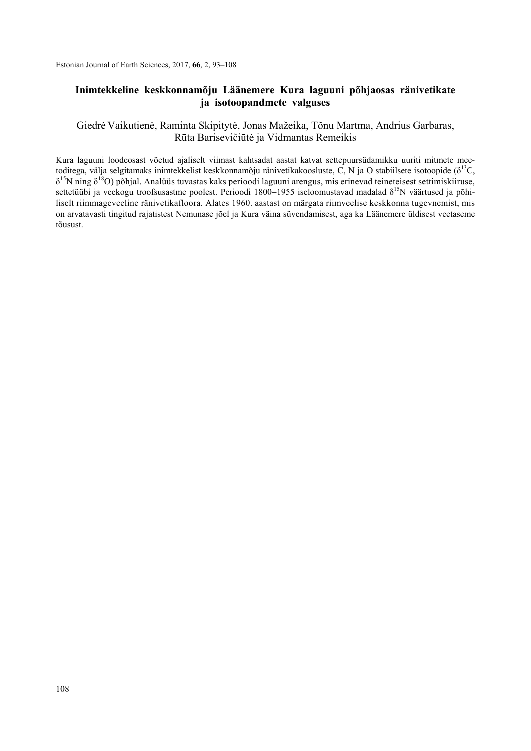# Inimtekkeline keskkonnamõju Läänemere Kura laguuni põhjaosas ränivetikate ja isotoopandmete valguses

Giedrė Vaikutienė, Raminta Skipitytė, Jonas Mažeika, Tõnu Martma, Andrius Garbaras, Rūta Barisevičiūtė ja Vidmantas Remeikis

Kura laguuni loodeosast võetud ajaliselt viimast kahtsadat aastat katvat settepuursüdamikku uuriti mitmete meetoditega, välja selgitamaks inimtekkelist keskkonnamõju ränivetikakoosluste, C, N ja O stabiilsete isotoopide ($\delta^{13}C$, $\delta^{15}N$ ning $\delta^{18}O$) põhjal. Analüüs tuvastas kaks perioodi laguuni arengus, mis erinevad teineteisest settimiskiiruse, settetüübi ja veekogu troofsusastme poolest. Perioodi 1800–1955 iseloomustavad madalad $\delta^{15}N$ väärtused ja põhiliselt riimmageveeline ränivetikafloora. Alates 1960. aastast on märgata riimveelise keskkonna tugevnemist, mis on arvatavasti tingitud rajatistest Nemunase jõel ja Kura väina süvendamisest, aga ka Läänemere üldisest veetaseme tõusust.